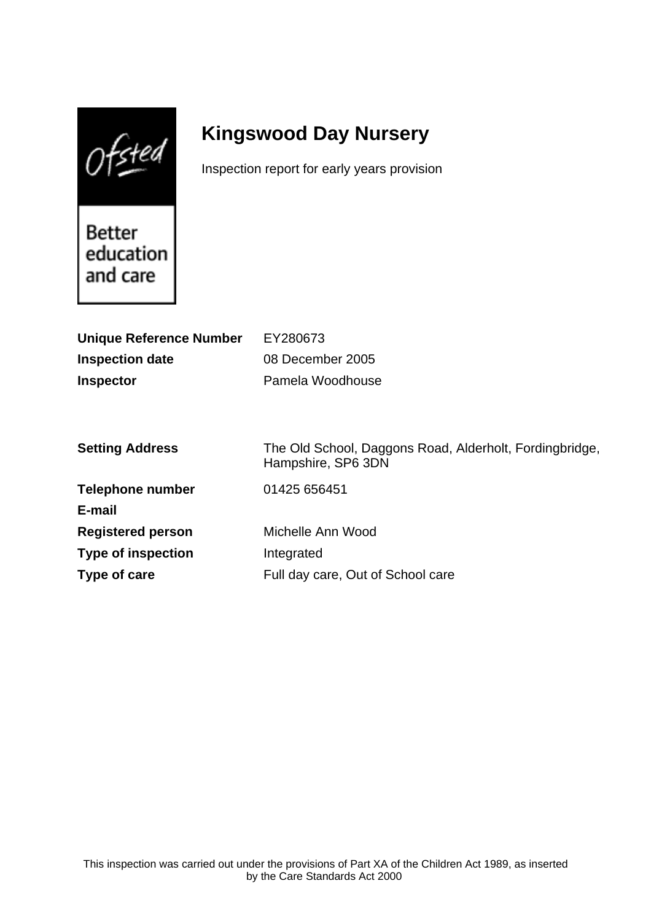# Kingswood Day Nursery

Inspection report for early years provision

| | |
|---|---|
| **Unique Reference Number** | EY280673 |
| **Inspection date** | 08 December 2005 |
| **Inspector** | Pamela Woodhouse |

| | |
|---|---|
| **Setting Address** | The Old School, Daggons Road, Alderholt, Fordingbridge, Hampshire, SP6 3DN |
| **Telephone number** | 01425 656451 |
| **E-mail** | |
| **Registered person** | Michelle Ann Wood |
| **Type of inspection** | Integrated |
| **Type of care** | Full day care, Out of School care |

This inspection was carried out under the provisions of Part XA of the Children Act 1989, as inserted by the Care Standards Act 2000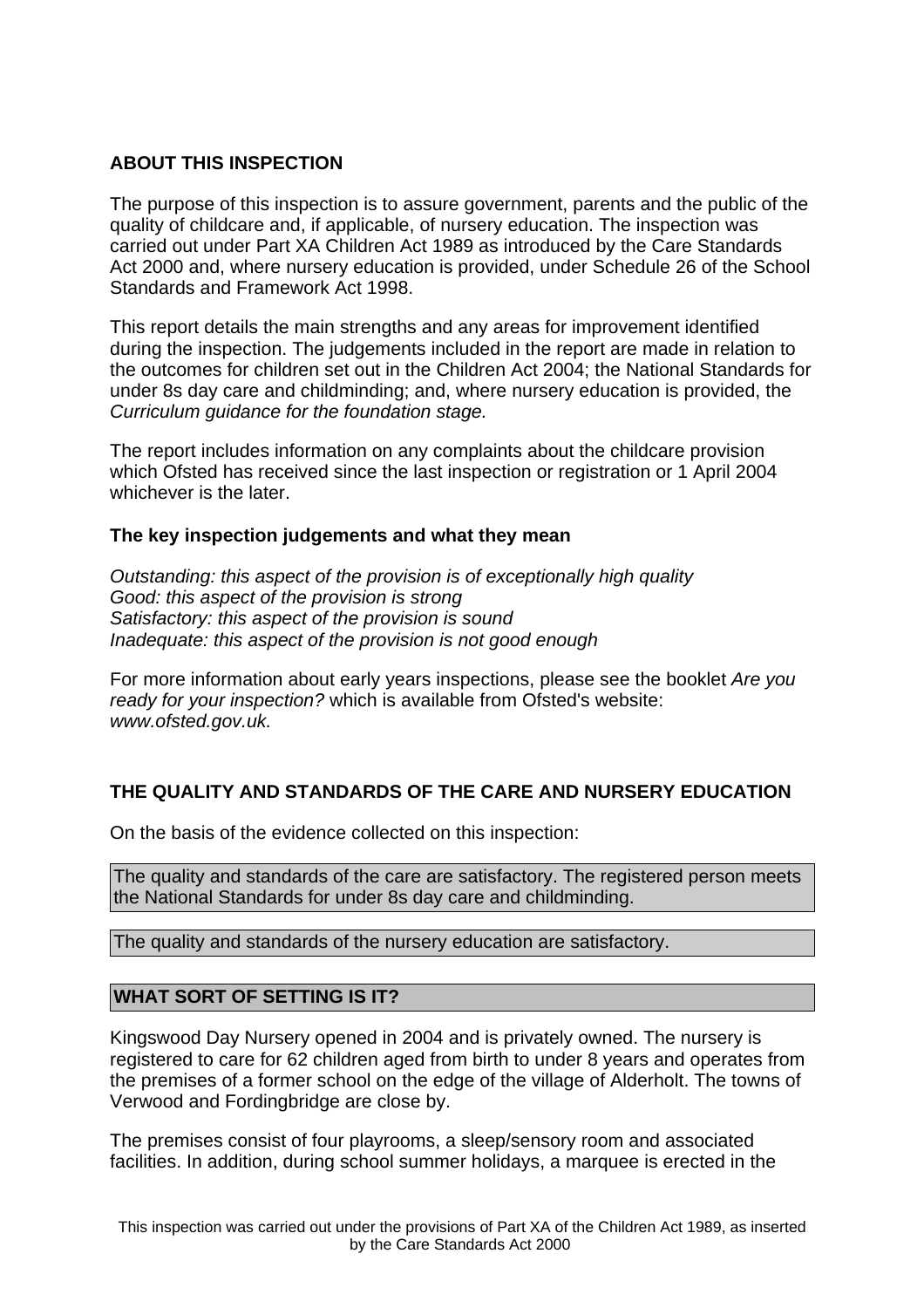## ABOUT THIS INSPECTION

The purpose of this inspection is to assure government, parents and the public of the quality of childcare and, if applicable, of nursery education. The inspection was carried out under Part XA Children Act 1989 as introduced by the Care Standards Act 2000 and, where nursery education is provided, under Schedule 26 of the School Standards and Framework Act 1998.

This report details the main strengths and any areas for improvement identified during the inspection. The judgements included in the report are made in relation to the outcomes for children set out in the Children Act 2004; the National Standards for under 8s day care and childminding; and, where nursery education is provided, the *Curriculum guidance for the foundation stage.*

The report includes information on any complaints about the childcare provision which Ofsted has received since the last inspection or registration or 1 April 2004 whichever is the later.

### The key inspection judgements and what they mean

*Outstanding: this aspect of the provision is of exceptionally high quality*
*Good: this aspect of the provision is strong*
*Satisfactory: this aspect of the provision is sound*
*Inadequate: this aspect of the provision is not good enough*

For more information about early years inspections, please see the booklet *Are you ready for your inspection?* which is available from Ofsted's website: *www.ofsted.gov.uk.*

## THE QUALITY AND STANDARDS OF THE CARE AND NURSERY EDUCATION

On the basis of the evidence collected on this inspection:

The quality and standards of the care are satisfactory. The registered person meets the National Standards for under 8s day care and childminding.

The quality and standards of the nursery education are satisfactory.

## WHAT SORT OF SETTING IS IT?

Kingswood Day Nursery opened in 2004 and is privately owned. The nursery is registered to care for 62 children aged from birth to under 8 years and operates from the premises of a former school on the edge of the village of Alderholt. The towns of Verwood and Fordingbridge are close by.

The premises consist of four playrooms, a sleep/sensory room and associated facilities. In addition, during school summer holidays, a marquee is erected in the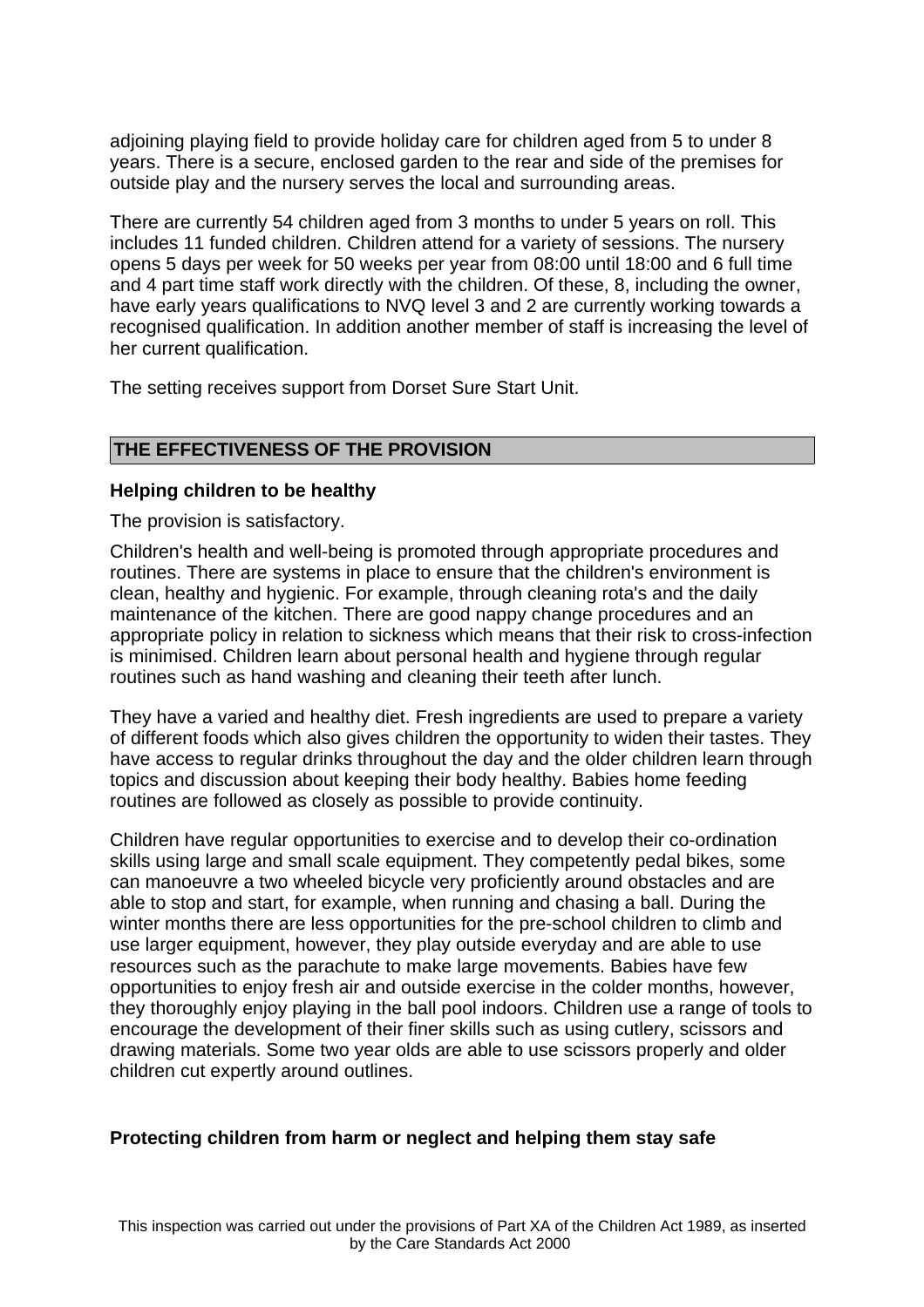adjoining playing field to provide holiday care for children aged from 5 to under 8 years. There is a secure, enclosed garden to the rear and side of the premises for outside play and the nursery serves the local and surrounding areas.

There are currently 54 children aged from 3 months to under 5 years on roll. This includes 11 funded children. Children attend for a variety of sessions. The nursery opens 5 days per week for 50 weeks per year from 08:00 until 18:00 and 6 full time and 4 part time staff work directly with the children. Of these, 8, including the owner, have early years qualifications to NVQ level 3 and 2 are currently working towards a recognised qualification. In addition another member of staff is increasing the level of her current qualification.

The setting receives support from Dorset Sure Start Unit.

## THE EFFECTIVENESS OF THE PROVISION

### Helping children to be healthy

The provision is satisfactory.

Children's health and well-being is promoted through appropriate procedures and routines. There are systems in place to ensure that the children's environment is clean, healthy and hygienic. For example, through cleaning rota's and the daily maintenance of the kitchen. There are good nappy change procedures and an appropriate policy in relation to sickness which means that their risk to cross-infection is minimised. Children learn about personal health and hygiene through regular routines such as hand washing and cleaning their teeth after lunch.

They have a varied and healthy diet. Fresh ingredients are used to prepare a variety of different foods which also gives children the opportunity to widen their tastes. They have access to regular drinks throughout the day and the older children learn through topics and discussion about keeping their body healthy. Babies home feeding routines are followed as closely as possible to provide continuity.

Children have regular opportunities to exercise and to develop their co-ordination skills using large and small scale equipment. They competently pedal bikes, some can manoeuvre a two wheeled bicycle very proficiently around obstacles and are able to stop and start, for example, when running and chasing a ball. During the winter months there are less opportunities for the pre-school children to climb and use larger equipment, however, they play outside everyday and are able to use resources such as the parachute to make large movements. Babies have few opportunities to enjoy fresh air and outside exercise in the colder months, however, they thoroughly enjoy playing in the ball pool indoors. Children use a range of tools to encourage the development of their finer skills such as using cutlery, scissors and drawing materials. Some two year olds are able to use scissors properly and older children cut expertly around outlines.

### Protecting children from harm or neglect and helping them stay safe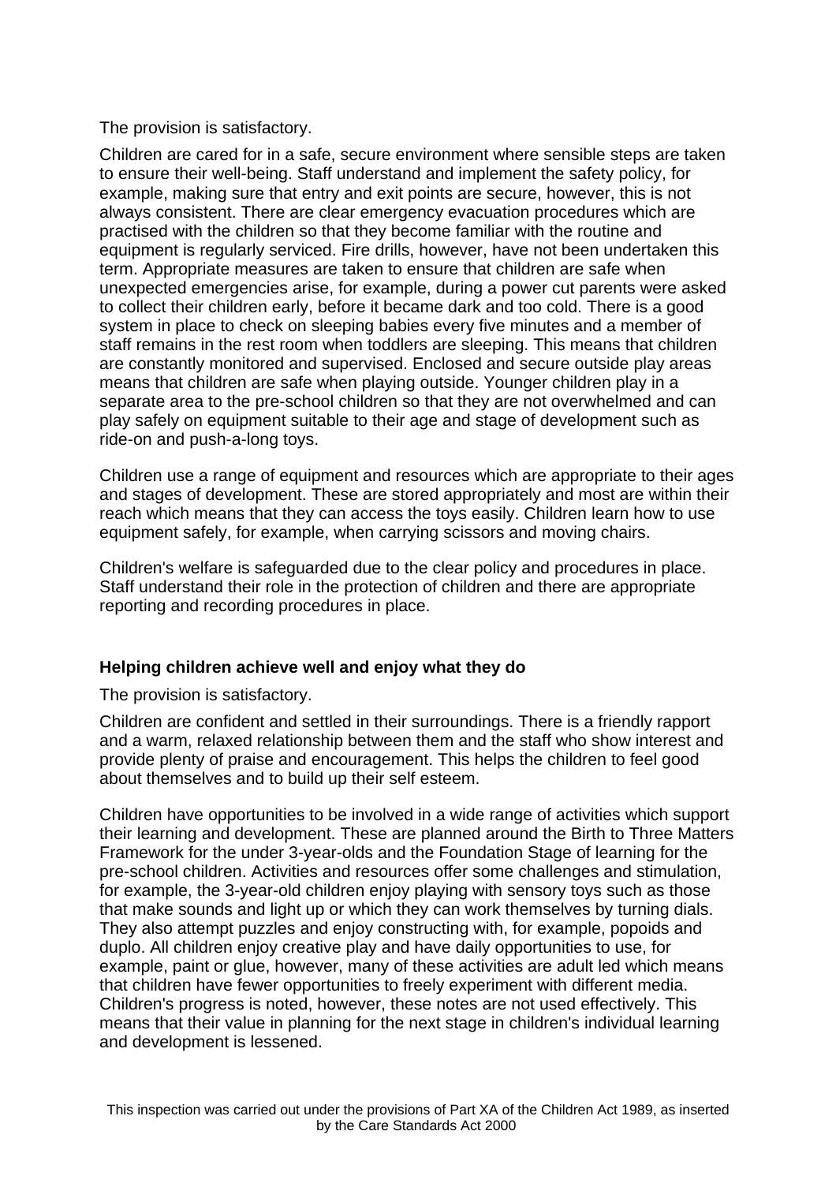The provision is satisfactory.

Children are cared for in a safe, secure environment where sensible steps are taken to ensure their well-being. Staff understand and implement the safety policy, for example, making sure that entry and exit points are secure, however, this is not always consistent. There are clear emergency evacuation procedures which are practised with the children so that they become familiar with the routine and equipment is regularly serviced. Fire drills, however, have not been undertaken this term. Appropriate measures are taken to ensure that children are safe when unexpected emergencies arise, for example, during a power cut parents were asked to collect their children early, before it became dark and too cold. There is a good system in place to check on sleeping babies every five minutes and a member of staff remains in the rest room when toddlers are sleeping. This means that children are constantly monitored and supervised. Enclosed and secure outside play areas means that children are safe when playing outside. Younger children play in a separate area to the pre-school children so that they are not overwhelmed and can play safely on equipment suitable to their age and stage of development such as ride-on and push-a-long toys.

Children use a range of equipment and resources which are appropriate to their ages and stages of development. These are stored appropriately and most are within their reach which means that they can access the toys easily. Children learn how to use equipment safely, for example, when carrying scissors and moving chairs.

Children's welfare is safeguarded due to the clear policy and procedures in place. Staff understand their role in the protection of children and there are appropriate reporting and recording procedures in place.

**Helping children achieve well and enjoy what they do**

The provision is satisfactory.

Children are confident and settled in their surroundings. There is a friendly rapport and a warm, relaxed relationship between them and the staff who show interest and provide plenty of praise and encouragement. This helps the children to feel good about themselves and to build up their self esteem.

Children have opportunities to be involved in a wide range of activities which support their learning and development. These are planned around the Birth to Three Matters Framework for the under 3-year-olds and the Foundation Stage of learning for the pre-school children. Activities and resources offer some challenges and stimulation, for example, the 3-year-old children enjoy playing with sensory toys such as those that make sounds and light up or which they can work themselves by turning dials. They also attempt puzzles and enjoy constructing with, for example, popoids and duplo. All children enjoy creative play and have daily opportunities to use, for example, paint or glue, however, many of these activities are adult led which means that children have fewer opportunities to freely experiment with different media. Children's progress is noted, however, these notes are not used effectively. This means that their value in planning for the next stage in children's individual learning and development is lessened.

This inspection was carried out under the provisions of Part XA of the Children Act 1989, as inserted by the Care Standards Act 2000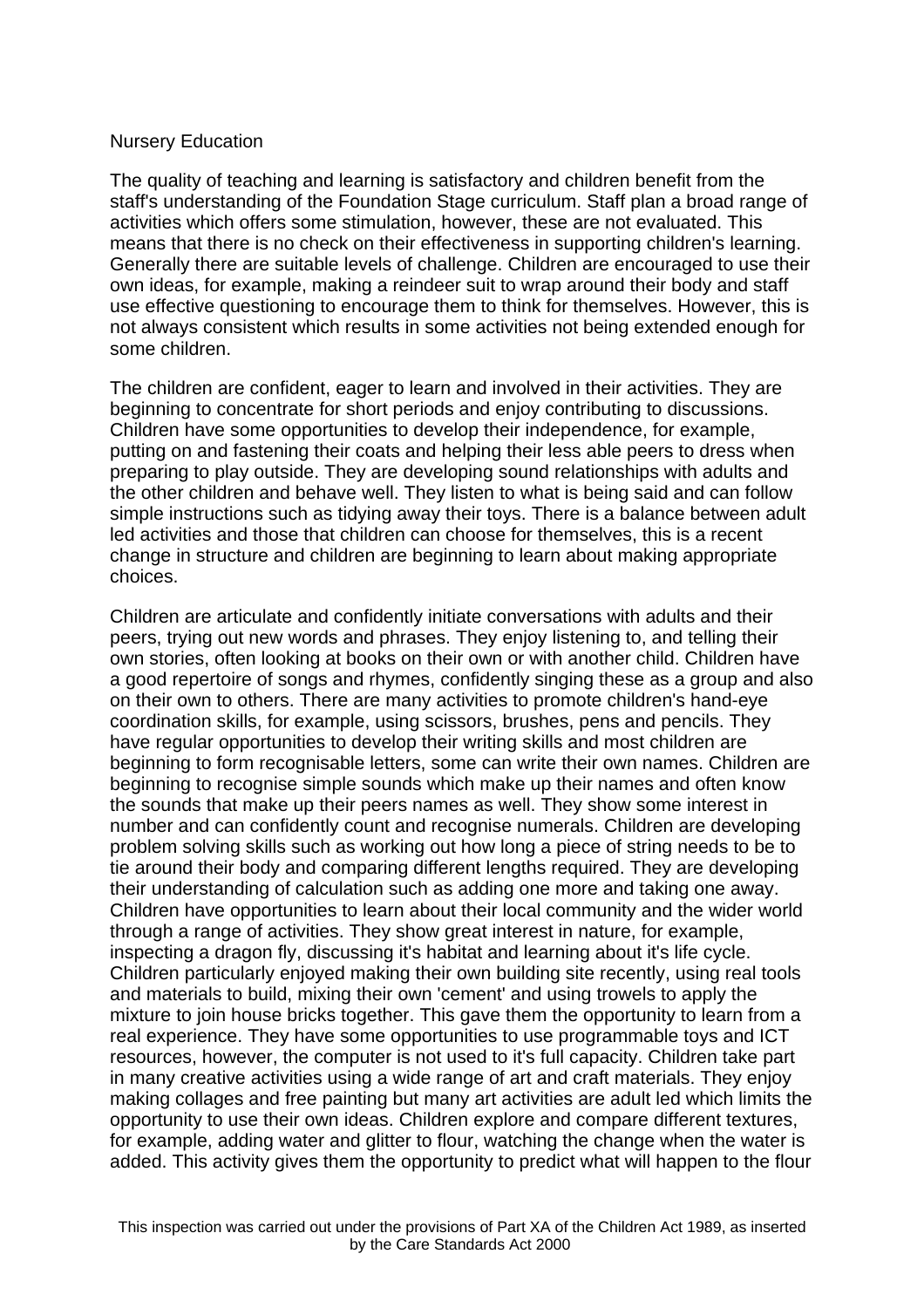## Nursery Education

The quality of teaching and learning is satisfactory and children benefit from the staff's understanding of the Foundation Stage curriculum. Staff plan a broad range of activities which offers some stimulation, however, these are not evaluated. This means that there is no check on their effectiveness in supporting children's learning. Generally there are suitable levels of challenge. Children are encouraged to use their own ideas, for example, making a reindeer suit to wrap around their body and staff use effective questioning to encourage them to think for themselves. However, this is not always consistent which results in some activities not being extended enough for some children.

The children are confident, eager to learn and involved in their activities. They are beginning to concentrate for short periods and enjoy contributing to discussions. Children have some opportunities to develop their independence, for example, putting on and fastening their coats and helping their less able peers to dress when preparing to play outside. They are developing sound relationships with adults and the other children and behave well. They listen to what is being said and can follow simple instructions such as tidying away their toys. There is a balance between adult led activities and those that children can choose for themselves, this is a recent change in structure and children are beginning to learn about making appropriate choices.

Children are articulate and confidently initiate conversations with adults and their peers, trying out new words and phrases. They enjoy listening to, and telling their own stories, often looking at books on their own or with another child. Children have a good repertoire of songs and rhymes, confidently singing these as a group and also on their own to others. There are many activities to promote children's hand-eye coordination skills, for example, using scissors, brushes, pens and pencils. They have regular opportunities to develop their writing skills and most children are beginning to form recognisable letters, some can write their own names. Children are beginning to recognise simple sounds which make up their names and often know the sounds that make up their peers names as well. They show some interest in number and can confidently count and recognise numerals. Children are developing problem solving skills such as working out how long a piece of string needs to be to tie around their body and comparing different lengths required. They are developing their understanding of calculation such as adding one more and taking one away. Children have opportunities to learn about their local community and the wider world through a range of activities. They show great interest in nature, for example, inspecting a dragon fly, discussing it's habitat and learning about it's life cycle. Children particularly enjoyed making their own building site recently, using real tools and materials to build, mixing their own 'cement' and using trowels to apply the mixture to join house bricks together. This gave them the opportunity to learn from a real experience. They have some opportunities to use programmable toys and ICT resources, however, the computer is not used to it's full capacity. Children take part in many creative activities using a wide range of art and craft materials. They enjoy making collages and free painting but many art activities are adult led which limits the opportunity to use their own ideas. Children explore and compare different textures, for example, adding water and glitter to flour, watching the change when the water is added. This activity gives them the opportunity to predict what will happen to the flour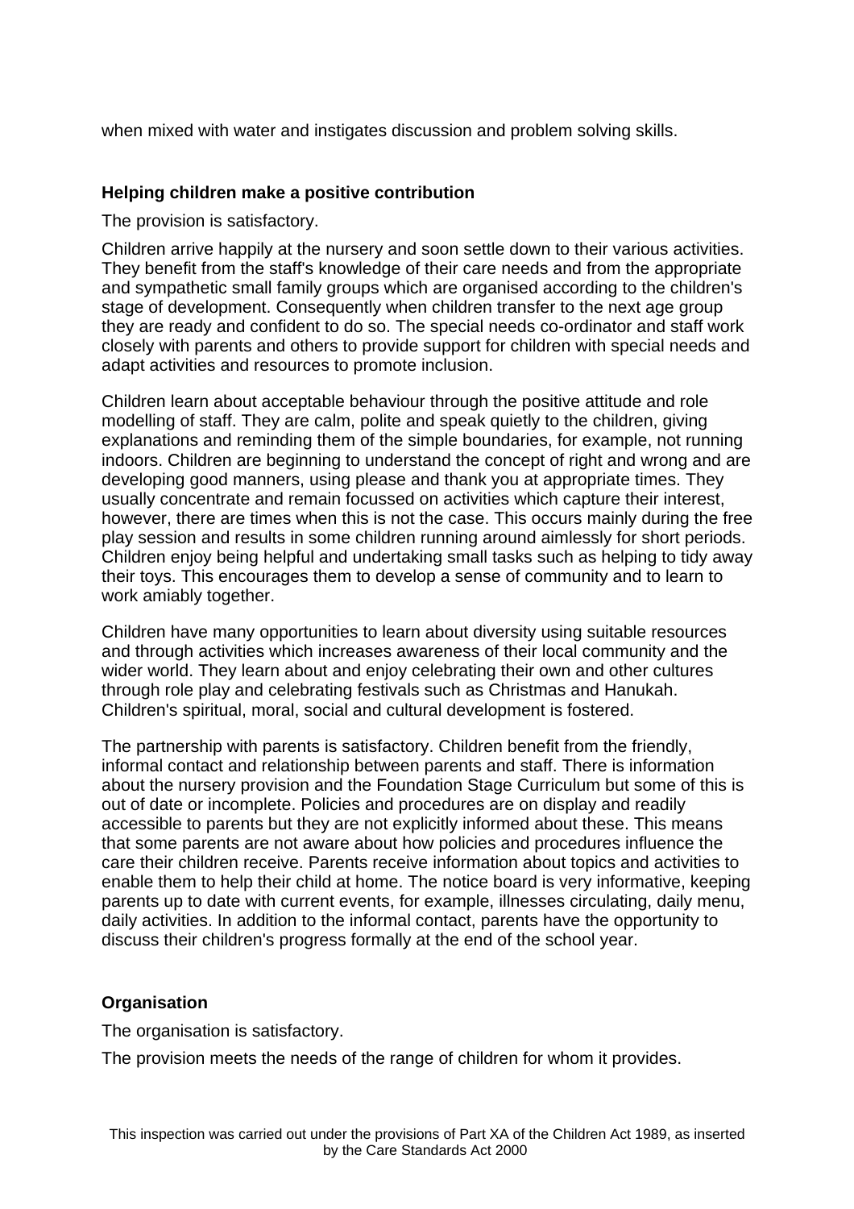when mixed with water and instigates discussion and problem solving skills.

### Helping children make a positive contribution

The provision is satisfactory.

Children arrive happily at the nursery and soon settle down to their various activities. They benefit from the staff's knowledge of their care needs and from the appropriate and sympathetic small family groups which are organised according to the children's stage of development. Consequently when children transfer to the next age group they are ready and confident to do so. The special needs co-ordinator and staff work closely with parents and others to provide support for children with special needs and adapt activities and resources to promote inclusion.

Children learn about acceptable behaviour through the positive attitude and role modelling of staff. They are calm, polite and speak quietly to the children, giving explanations and reminding them of the simple boundaries, for example, not running indoors. Children are beginning to understand the concept of right and wrong and are developing good manners, using please and thank you at appropriate times. They usually concentrate and remain focussed on activities which capture their interest, however, there are times when this is not the case. This occurs mainly during the free play session and results in some children running around aimlessly for short periods. Children enjoy being helpful and undertaking small tasks such as helping to tidy away their toys. This encourages them to develop a sense of community and to learn to work amiably together.

Children have many opportunities to learn about diversity using suitable resources and through activities which increases awareness of their local community and the wider world. They learn about and enjoy celebrating their own and other cultures through role play and celebrating festivals such as Christmas and Hanukah. Children's spiritual, moral, social and cultural development is fostered.

The partnership with parents is satisfactory. Children benefit from the friendly, informal contact and relationship between parents and staff. There is information about the nursery provision and the Foundation Stage Curriculum but some of this is out of date or incomplete. Policies and procedures are on display and readily accessible to parents but they are not explicitly informed about these. This means that some parents are not aware about how policies and procedures influence the care their children receive. Parents receive information about topics and activities to enable them to help their child at home. The notice board is very informative, keeping parents up to date with current events, for example, illnesses circulating, daily menu, daily activities. In addition to the informal contact, parents have the opportunity to discuss their children's progress formally at the end of the school year.

### Organisation

The organisation is satisfactory.

The provision meets the needs of the range of children for whom it provides.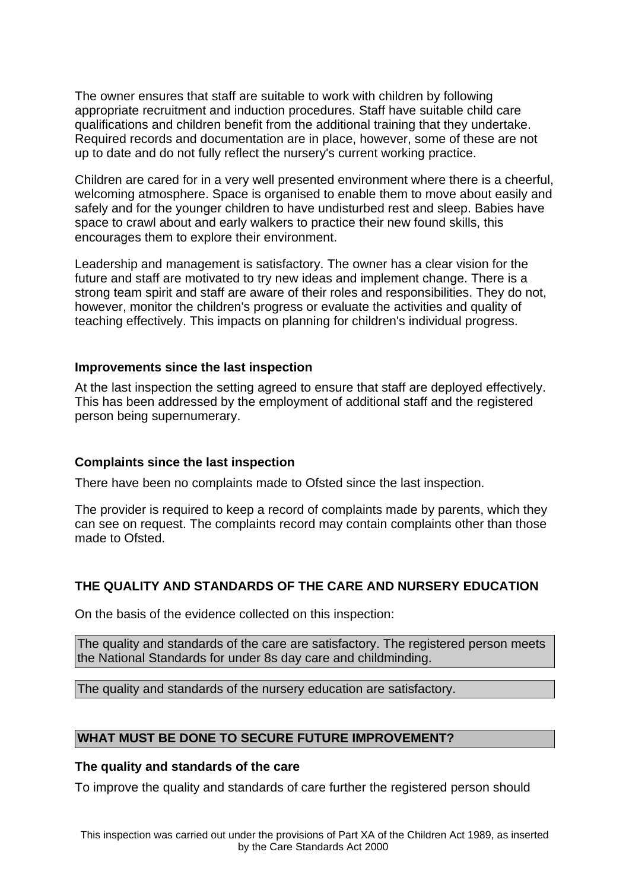The owner ensures that staff are suitable to work with children by following appropriate recruitment and induction procedures. Staff have suitable child care qualifications and children benefit from the additional training that they undertake. Required records and documentation are in place, however, some of these are not up to date and do not fully reflect the nursery's current working practice.

Children are cared for in a very well presented environment where there is a cheerful, welcoming atmosphere. Space is organised to enable them to move about easily and safely and for the younger children to have undisturbed rest and sleep. Babies have space to crawl about and early walkers to practice their new found skills, this encourages them to explore their environment.

Leadership and management is satisfactory. The owner has a clear vision for the future and staff are motivated to try new ideas and implement change. There is a strong team spirit and staff are aware of their roles and responsibilities. They do not, however, monitor the children's progress or evaluate the activities and quality of teaching effectively. This impacts on planning for children's individual progress.

### Improvements since the last inspection

At the last inspection the setting agreed to ensure that staff are deployed effectively. This has been addressed by the employment of additional staff and the registered person being supernumerary.

### Complaints since the last inspection

There have been no complaints made to Ofsted since the last inspection.

The provider is required to keep a record of complaints made by parents, which they can see on request. The complaints record may contain complaints other than those made to Ofsted.

## THE QUALITY AND STANDARDS OF THE CARE AND NURSERY EDUCATION

On the basis of the evidence collected on this inspection:

The quality and standards of the care are satisfactory. The registered person meets the National Standards for under 8s day care and childminding.

The quality and standards of the nursery education are satisfactory.

## WHAT MUST BE DONE TO SECURE FUTURE IMPROVEMENT?

### The quality and standards of the care

To improve the quality and standards of care further the registered person should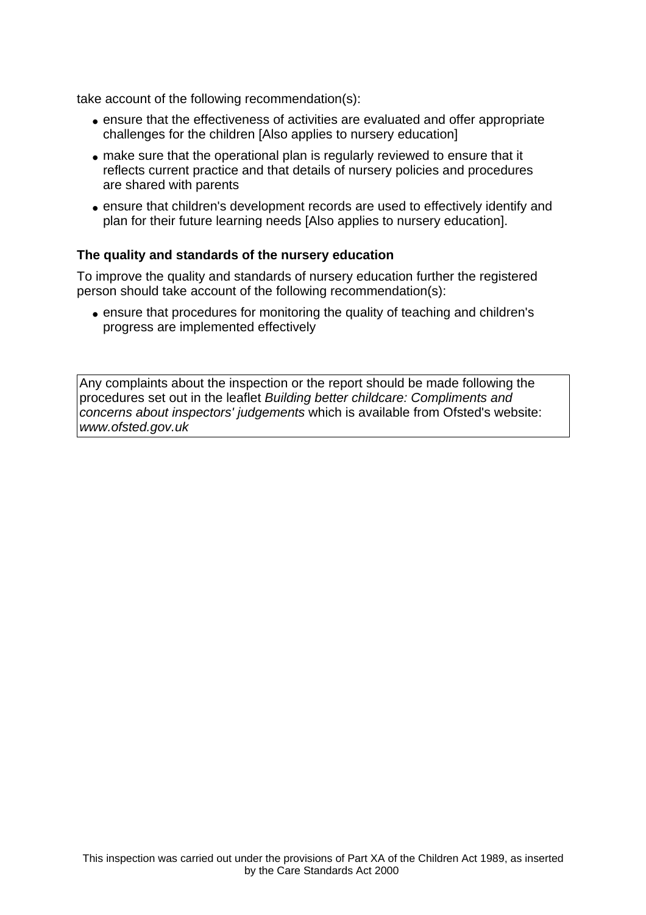take account of the following recommendation(s):

- ensure that the effectiveness of activities are evaluated and offer appropriate challenges for the children [Also applies to nursery education]
- make sure that the operational plan is regularly reviewed to ensure that it reflects current practice and that details of nursery policies and procedures are shared with parents
- ensure that children's development records are used to effectively identify and plan for their future learning needs [Also applies to nursery education].

**The quality and standards of the nursery education**

To improve the quality and standards of nursery education further the registered person should take account of the following recommendation(s):

- ensure that procedures for monitoring the quality of teaching and children's progress are implemented effectively

Any complaints about the inspection or the report should be made following the procedures set out in the leaflet *Building better childcare: Compliments and concerns about inspectors' judgements* which is available from Ofsted's website: *www.ofsted.gov.uk*

This inspection was carried out under the provisions of Part XA of the Children Act 1989, as inserted by the Care Standards Act 2000